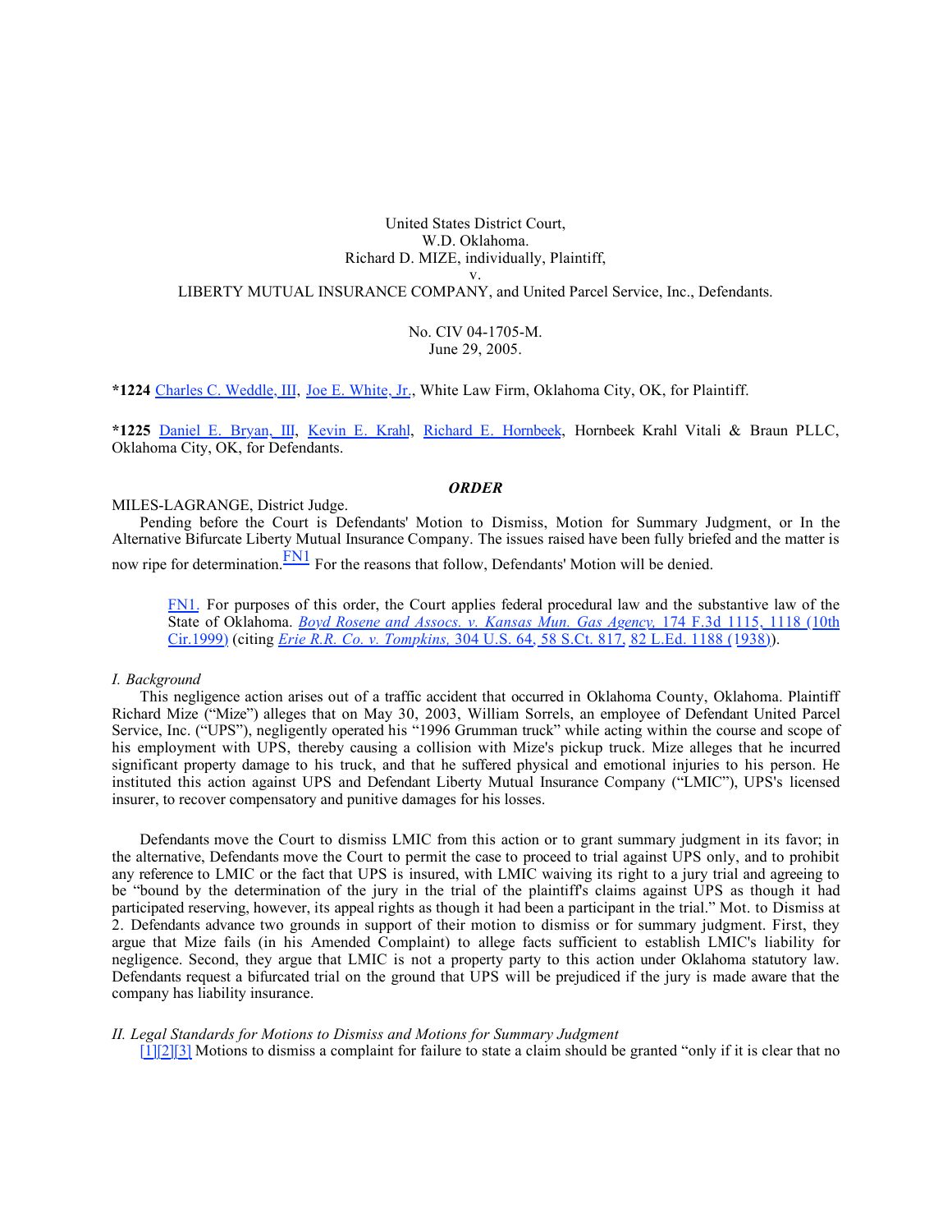United States District Court,
W.D. Oklahoma.
Richard D. MIZE, individually, Plaintiff,
v.
LIBERTY MUTUAL INSURANCE COMPANY, and United Parcel Service, Inc., Defendants.

No. CIV 04-1705-M.
June 29, 2005.

**\*1224** Charles C. Weddle, III, Joe E. White, Jr., White Law Firm, Oklahoma City, OK, for Plaintiff.

**\*1225** Daniel E. Bryan, III, Kevin E. Krahl, Richard E. Hornbeek, Hornbeek Krahl Vitali & Braun PLLC, Oklahoma City, OK, for Defendants.

## *ORDER*

MILES-LAGRANGE, District Judge.

Pending before the Court is Defendants' Motion to Dismiss, Motion for Summary Judgment, or In the Alternative Bifurcate Liberty Mutual Insurance Company. The issues raised have been fully briefed and the matter is now ripe for determination.FN1 For the reasons that follow, Defendants' Motion will be denied.

> FN1. For purposes of this order, the Court applies federal procedural law and the substantive law of the State of Oklahoma. *Boyd Rosene and Assocs. v. Kansas Mun. Gas Agency,* 174 F.3d 1115, 1118 (10th Cir.1999) (citing *Erie R.R. Co. v. Tompkins,* 304 U.S. 64, 58 S.Ct. 817, 82 L.Ed. 1188 (1938)).

*I. Background*

This negligence action arises out of a traffic accident that occurred in Oklahoma County, Oklahoma. Plaintiff Richard Mize ("Mize") alleges that on May 30, 2003, William Sorrels, an employee of Defendant United Parcel Service, Inc. ("UPS"), negligently operated his "1996 Grumman truck" while acting within the course and scope of his employment with UPS, thereby causing a collision with Mize's pickup truck. Mize alleges that he incurred significant property damage to his truck, and that he suffered physical and emotional injuries to his person. He instituted this action against UPS and Defendant Liberty Mutual Insurance Company ("LMIC"), UPS's licensed insurer, to recover compensatory and punitive damages for his losses.

Defendants move the Court to dismiss LMIC from this action or to grant summary judgment in its favor; in the alternative, Defendants move the Court to permit the case to proceed to trial against UPS only, and to prohibit any reference to LMIC or the fact that UPS is insured, with LMIC waiving its right to a jury trial and agreeing to be "bound by the determination of the jury in the trial of the plaintiff's claims against UPS as though it had participated reserving, however, its appeal rights as though it had been a participant in the trial." Mot. to Dismiss at 2. Defendants advance two grounds in support of their motion to dismiss or for summary judgment. First, they argue that Mize fails (in his Amended Complaint) to allege facts sufficient to establish LMIC's liability for negligence. Second, they argue that LMIC is not a property party to this action under Oklahoma statutory law. Defendants request a bifurcated trial on the ground that UPS will be prejudiced if the jury is made aware that the company has liability insurance.

*II. Legal Standards for Motions to Dismiss and Motions for Summary Judgment*

[1][2][3] Motions to dismiss a complaint for failure to state a claim should be granted "only if it is clear that no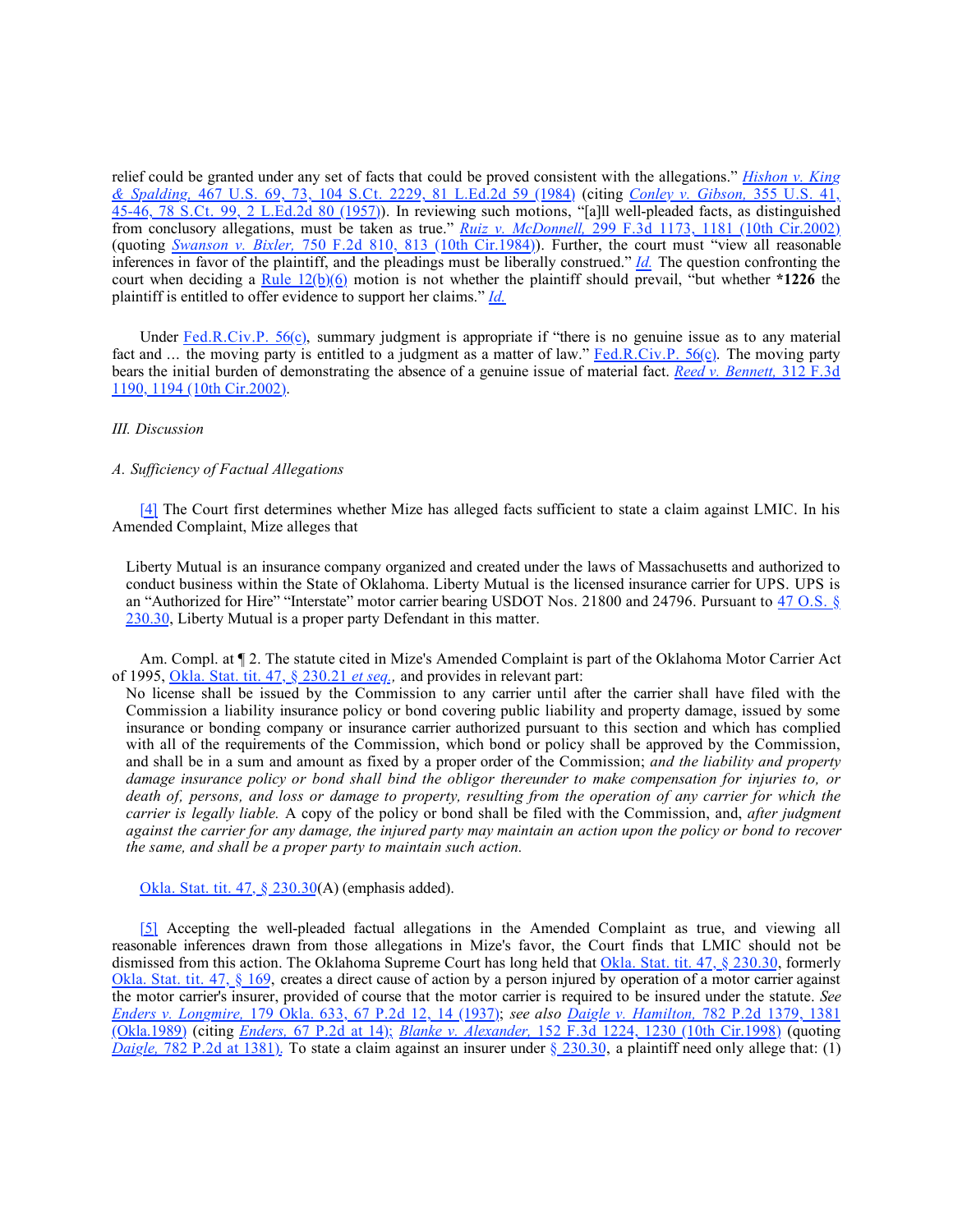relief could be granted under any set of facts that could be proved consistent with the allegations." *Hishon v. King & Spalding,* 467 U.S. 69, 73, 104 S.Ct. 2229, 81 L.Ed.2d 59 (1984) (citing *Conley v. Gibson,* 355 U.S. 41, 45-46, 78 S.Ct. 99, 2 L.Ed.2d 80 (1957)). In reviewing such motions, "[a]ll well-pleaded facts, as distinguished from conclusory allegations, must be taken as true." *Ruiz v. McDonnell,* 299 F.3d 1173, 1181 (10th Cir.2002) (quoting *Swanson v. Bixler,* 750 F.2d 810, 813 (10th Cir.1984)). Further, the court must "view all reasonable inferences in favor of the plaintiff, and the pleadings must be liberally construed." *Id.* The question confronting the court when deciding a Rule 12(b)(6) motion is not whether the plaintiff should prevail, "but whether **\*1226** the plaintiff is entitled to offer evidence to support her claims." *Id.*

Under Fed.R.Civ.P. 56(c), summary judgment is appropriate if "there is no genuine issue as to any material fact and … the moving party is entitled to a judgment as a matter of law." Fed.R.Civ.P. 56(c). The moving party bears the initial burden of demonstrating the absence of a genuine issue of material fact. *Reed v. Bennett,* 312 F.3d 1190, 1194 (10th Cir.2002).

*III. Discussion*

*A. Sufficiency of Factual Allegations*

[4] The Court first determines whether Mize has alleged facts sufficient to state a claim against LMIC. In his Amended Complaint, Mize alleges that

> Liberty Mutual is an insurance company organized and created under the laws of Massachusetts and authorized to conduct business within the State of Oklahoma. Liberty Mutual is the licensed insurance carrier for UPS. UPS is an "Authorized for Hire" "Interstate" motor carrier bearing USDOT Nos. 21800 and 24796. Pursuant to 47 O.S. § 230.30, Liberty Mutual is a proper party Defendant in this matter.

Am. Compl. at ¶ 2. The statute cited in Mize's Amended Complaint is part of the Oklahoma Motor Carrier Act of 1995, Okla. Stat. tit. 47, § 230.21 *et seq.,* and provides in relevant part:

> No license shall be issued by the Commission to any carrier until after the carrier shall have filed with the Commission a liability insurance policy or bond covering public liability and property damage, issued by some insurance or bonding company or insurance carrier authorized pursuant to this section and which has complied with all of the requirements of the Commission, which bond or policy shall be approved by the Commission, and shall be in a sum and amount as fixed by a proper order of the Commission; *and the liability and property damage insurance policy or bond shall bind the obligor thereunder to make compensation for injuries to, or death of, persons, and loss or damage to property, resulting from the operation of any carrier for which the carrier is legally liable.* A copy of the policy or bond shall be filed with the Commission, and, *after judgment against the carrier for any damage, the injured party may maintain an action upon the policy or bond to recover the same, and shall be a proper party to maintain such action.*

Okla. Stat. tit. 47, § 230.30(A) (emphasis added).

[5] Accepting the well-pleaded factual allegations in the Amended Complaint as true, and viewing all reasonable inferences drawn from those allegations in Mize's favor, the Court finds that LMIC should not be dismissed from this action. The Oklahoma Supreme Court has long held that Okla. Stat. tit. 47, § 230.30, formerly Okla. Stat. tit. 47, § 169, creates a direct cause of action by a person injured by operation of a motor carrier against the motor carrier's insurer, provided of course that the motor carrier is required to be insured under the statute. *See Enders v. Longmire,* 179 Okla. 633, 67 P.2d 12, 14 (1937); *see also Daigle v. Hamilton,* 782 P.2d 1379, 1381 (Okla.1989) (citing *Enders,* 67 P.2d at 14); *Blanke v. Alexander,* 152 F.3d 1224, 1230 (10th Cir.1998) (quoting *Daigle,* 782 P.2d at 1381). To state a claim against an insurer under § 230.30, a plaintiff need only allege that: (1)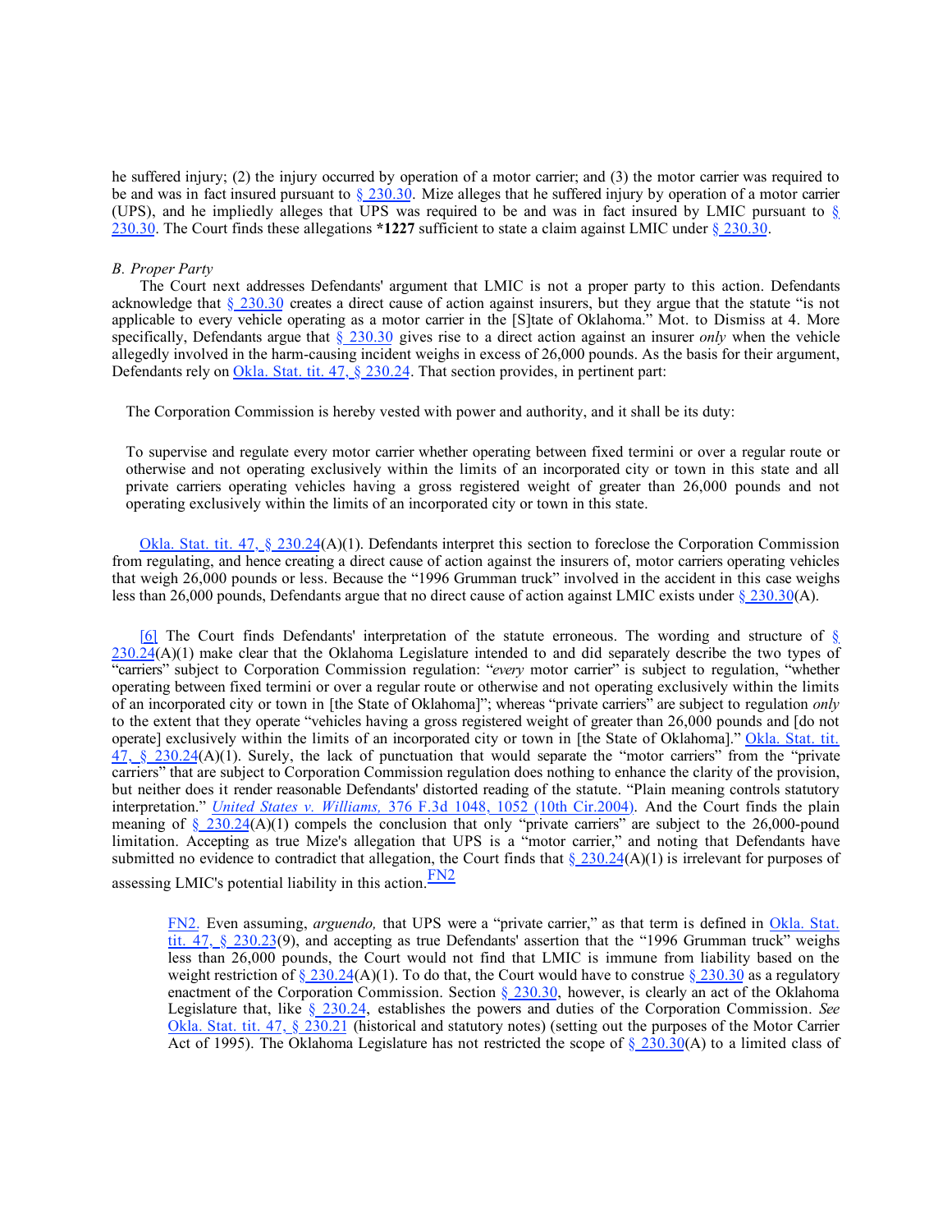he suffered injury; (2) the injury occurred by operation of a motor carrier; and (3) the motor carrier was required to be and was in fact insured pursuant to § 230.30. Mize alleges that he suffered injury by operation of a motor carrier (UPS), and he impliedly alleges that UPS was required to be and was in fact insured by LMIC pursuant to § 230.30. The Court finds these allegations **\*1227** sufficient to state a claim against LMIC under § 230.30.

*B. Proper Party*

The Court next addresses Defendants' argument that LMIC is not a proper party to this action. Defendants acknowledge that § 230.30 creates a direct cause of action against insurers, but they argue that the statute "is not applicable to every vehicle operating as a motor carrier in the [S]tate of Oklahoma." Mot. to Dismiss at 4. More specifically, Defendants argue that § 230.30 gives rise to a direct action against an insurer *only* when the vehicle allegedly involved in the harm-causing incident weighs in excess of 26,000 pounds. As the basis for their argument, Defendants rely on Okla. Stat. tit. 47, § 230.24. That section provides, in pertinent part:

> The Corporation Commission is hereby vested with power and authority, and it shall be its duty:
>
> To supervise and regulate every motor carrier whether operating between fixed termini or over a regular route or otherwise and not operating exclusively within the limits of an incorporated city or town in this state and all private carriers operating vehicles having a gross registered weight of greater than 26,000 pounds and not operating exclusively within the limits of an incorporated city or town in this state.

Okla. Stat. tit. 47, § 230.24(A)(1). Defendants interpret this section to foreclose the Corporation Commission from regulating, and hence creating a direct cause of action against the insurers of, motor carriers operating vehicles that weigh 26,000 pounds or less. Because the "1996 Grumman truck" involved in the accident in this case weighs less than 26,000 pounds, Defendants argue that no direct cause of action against LMIC exists under § 230.30(A).

[6] The Court finds Defendants' interpretation of the statute erroneous. The wording and structure of § 230.24(A)(1) make clear that the Oklahoma Legislature intended to and did separately describe the two types of "carriers" subject to Corporation Commission regulation: "*every* motor carrier" is subject to regulation, "whether operating between fixed termini or over a regular route or otherwise and not operating exclusively within the limits of an incorporated city or town in [the State of Oklahoma]"; whereas "private carriers" are subject to regulation *only* to the extent that they operate "vehicles having a gross registered weight of greater than 26,000 pounds and [do not operate] exclusively within the limits of an incorporated city or town in [the State of Oklahoma]." Okla. Stat. tit. 47, § 230.24(A)(1). Surely, the lack of punctuation that would separate the "motor carriers" from the "private carriers" that are subject to Corporation Commission regulation does nothing to enhance the clarity of the provision, but neither does it render reasonable Defendants' distorted reading of the statute. "Plain meaning controls statutory interpretation." *United States v. Williams,* 376 F.3d 1048, 1052 (10th Cir.2004). And the Court finds the plain meaning of § 230.24(A)(1) compels the conclusion that only "private carriers" are subject to the 26,000-pound limitation. Accepting as true Mize's allegation that UPS is a "motor carrier," and noting that Defendants have submitted no evidence to contradict that allegation, the Court finds that § 230.24(A)(1) is irrelevant for purposes of assessing LMIC's potential liability in this action.[FN2]

> FN2. Even assuming, *arguendo,* that UPS were a "private carrier," as that term is defined in Okla. Stat. tit. 47, § 230.23(9), and accepting as true Defendants' assertion that the "1996 Grumman truck" weighs less than 26,000 pounds, the Court would not find that LMIC is immune from liability based on the weight restriction of § 230.24(A)(1). To do that, the Court would have to construe § 230.30 as a regulatory enactment of the Corporation Commission. Section § 230.30, however, is clearly an act of the Oklahoma Legislature that, like § 230.24, establishes the powers and duties of the Corporation Commission. *See* Okla. Stat. tit. 47, § 230.21 (historical and statutory notes) (setting out the purposes of the Motor Carrier Act of 1995). The Oklahoma Legislature has not restricted the scope of § 230.30(A) to a limited class of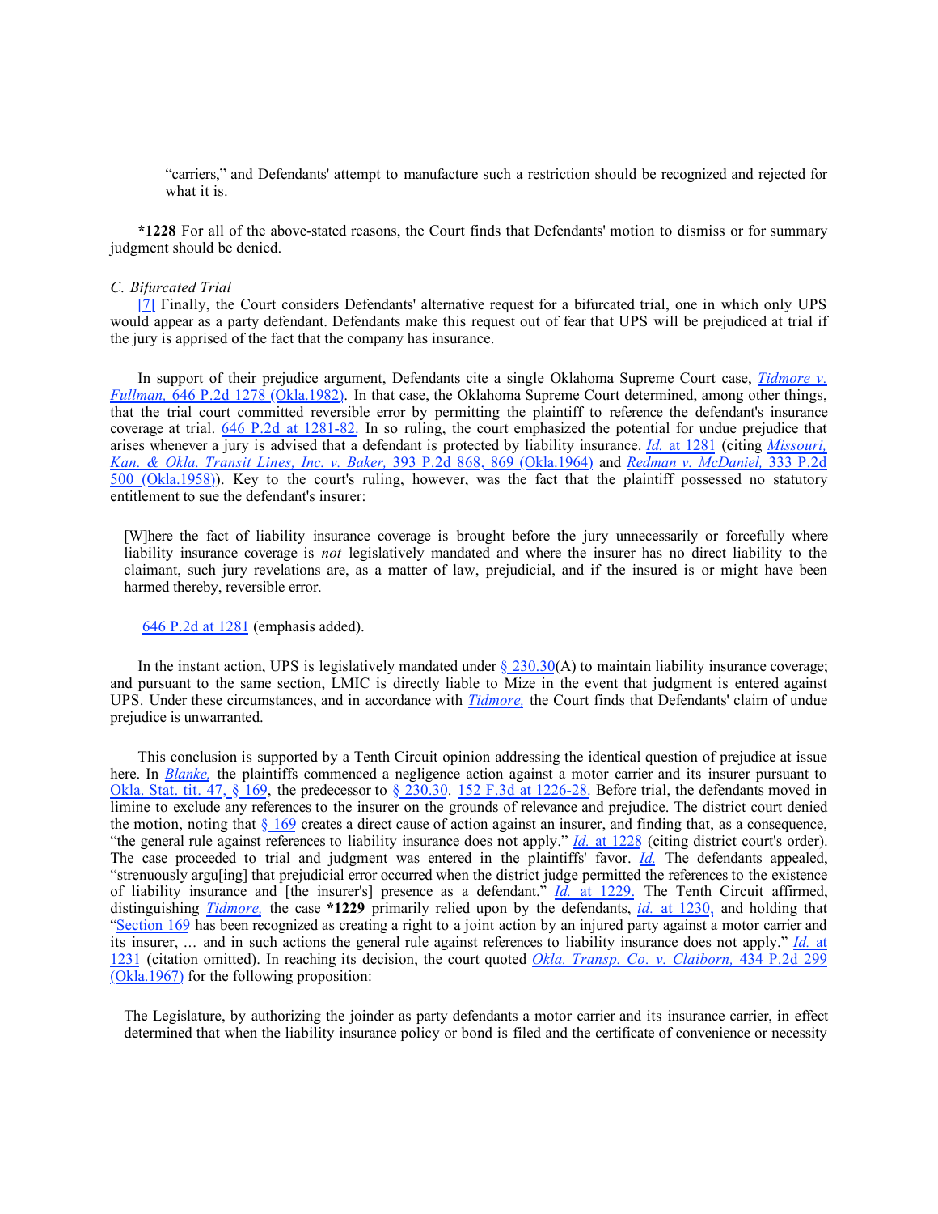> "carriers," and Defendants' attempt to manufacture such a restriction should be recognized and rejected for what it is.

**\*1228** For all of the above-stated reasons, the Court finds that Defendants' motion to dismiss or for summary judgment should be denied.

*C. Bifurcated Trial*

[7] Finally, the Court considers Defendants' alternative request for a bifurcated trial, one in which only UPS would appear as a party defendant. Defendants make this request out of fear that UPS will be prejudiced at trial if the jury is apprised of the fact that the company has insurance.

In support of their prejudice argument, Defendants cite a single Oklahoma Supreme Court case, *Tidmore v. Fullman,* 646 P.2d 1278 (Okla.1982). In that case, the Oklahoma Supreme Court determined, among other things, that the trial court committed reversible error by permitting the plaintiff to reference the defendant's insurance coverage at trial. 646 P.2d at 1281-82. In so ruling, the court emphasized the potential for undue prejudice that arises whenever a jury is advised that a defendant is protected by liability insurance. *Id.* at 1281 (citing *Missouri, Kan. & Okla. Transit Lines, Inc. v. Baker,* 393 P.2d 868, 869 (Okla.1964) and *Redman v. McDaniel,* 333 P.2d 500 (Okla.1958)). Key to the court's ruling, however, was the fact that the plaintiff possessed no statutory entitlement to sue the defendant's insurer:

> [W]here the fact of liability insurance coverage is brought before the jury unnecessarily or forcefully where liability insurance coverage is *not* legislatively mandated and where the insurer has no direct liability to the claimant, such jury revelations are, as a matter of law, prejudicial, and if the insured is or might have been harmed thereby, reversible error.

646 P.2d at 1281 (emphasis added).

In the instant action, UPS is legislatively mandated under § 230.30(A) to maintain liability insurance coverage; and pursuant to the same section, LMIC is directly liable to Mize in the event that judgment is entered against UPS. Under these circumstances, and in accordance with *Tidmore,* the Court finds that Defendants' claim of undue prejudice is unwarranted.

This conclusion is supported by a Tenth Circuit opinion addressing the identical question of prejudice at issue here. In *Blanke,* the plaintiffs commenced a negligence action against a motor carrier and its insurer pursuant to Okla. Stat. tit. 47, § 169, the predecessor to § 230.30. 152 F.3d at 1226-28. Before trial, the defendants moved in limine to exclude any references to the insurer on the grounds of relevance and prejudice. The district court denied the motion, noting that § 169 creates a direct cause of action against an insurer, and finding that, as a consequence, "the general rule against references to liability insurance does not apply." *Id.* at 1228 (citing district court's order). The case proceeded to trial and judgment was entered in the plaintiffs' favor. *Id.* The defendants appealed, "strenuously argu[ing] that prejudicial error occurred when the district judge permitted the references to the existence of liability insurance and [the insurer's] presence as a defendant." *Id.* at 1229. The Tenth Circuit affirmed, distinguishing *Tidmore,* the case **\*1229** primarily relied upon by the defendants, *id.* at 1230, and holding that "Section 169 has been recognized as creating a right to a joint action by an injured party against a motor carrier and its insurer, … and in such actions the general rule against references to liability insurance does not apply." *Id.* at 1231 (citation omitted). In reaching its decision, the court quoted *Okla. Transp. Co. v. Claiborn,* 434 P.2d 299 (Okla.1967) for the following proposition:

> The Legislature, by authorizing the joinder as party defendants a motor carrier and its insurance carrier, in effect determined that when the liability insurance policy or bond is filed and the certificate of convenience or necessity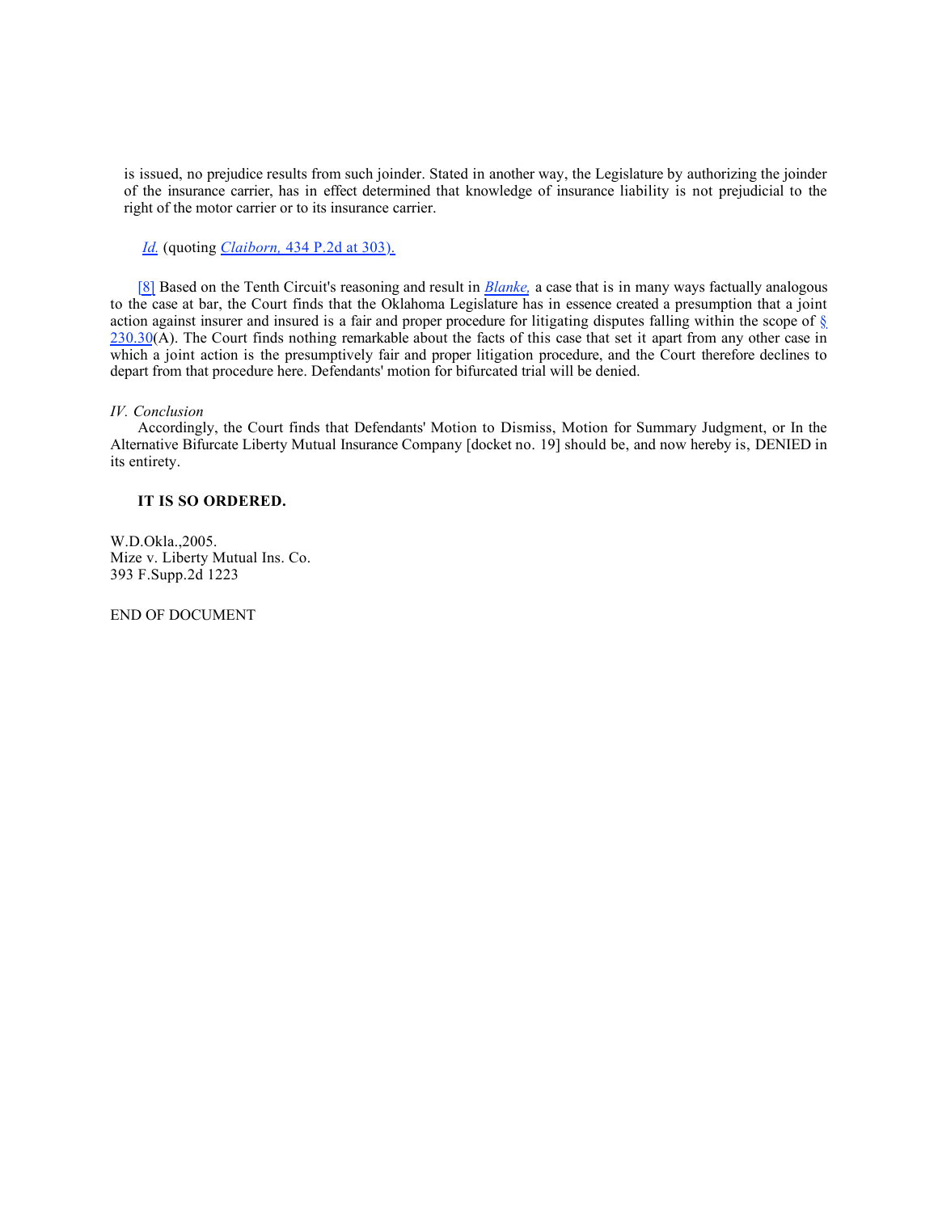> is issued, no prejudice results from such joinder. Stated in another way, the Legislature by authorizing the joinder of the insurance carrier, has in effect determined that knowledge of insurance liability is not prejudicial to the right of the motor carrier or to its insurance carrier.

*Id.* (quoting *Claiborn,* 434 P.2d at 303).

[8] Based on the Tenth Circuit's reasoning and result in *Blanke,* a case that is in many ways factually analogous to the case at bar, the Court finds that the Oklahoma Legislature has in essence created a presumption that a joint action against insurer and insured is a fair and proper procedure for litigating disputes falling within the scope of § 230.30(A). The Court finds nothing remarkable about the facts of this case that set it apart from any other case in which a joint action is the presumptively fair and proper litigation procedure, and the Court therefore declines to depart from that procedure here. Defendants' motion for bifurcated trial will be denied.

*IV. Conclusion*

Accordingly, the Court finds that Defendants' Motion to Dismiss, Motion for Summary Judgment, or In the Alternative Bifurcate Liberty Mutual Insurance Company [docket no. 19] should be, and now hereby is, DENIED in its entirety.

**IT IS SO ORDERED.**

W.D.Okla.,2005.
Mize v. Liberty Mutual Ins. Co.
393 F.Supp.2d 1223

END OF DOCUMENT